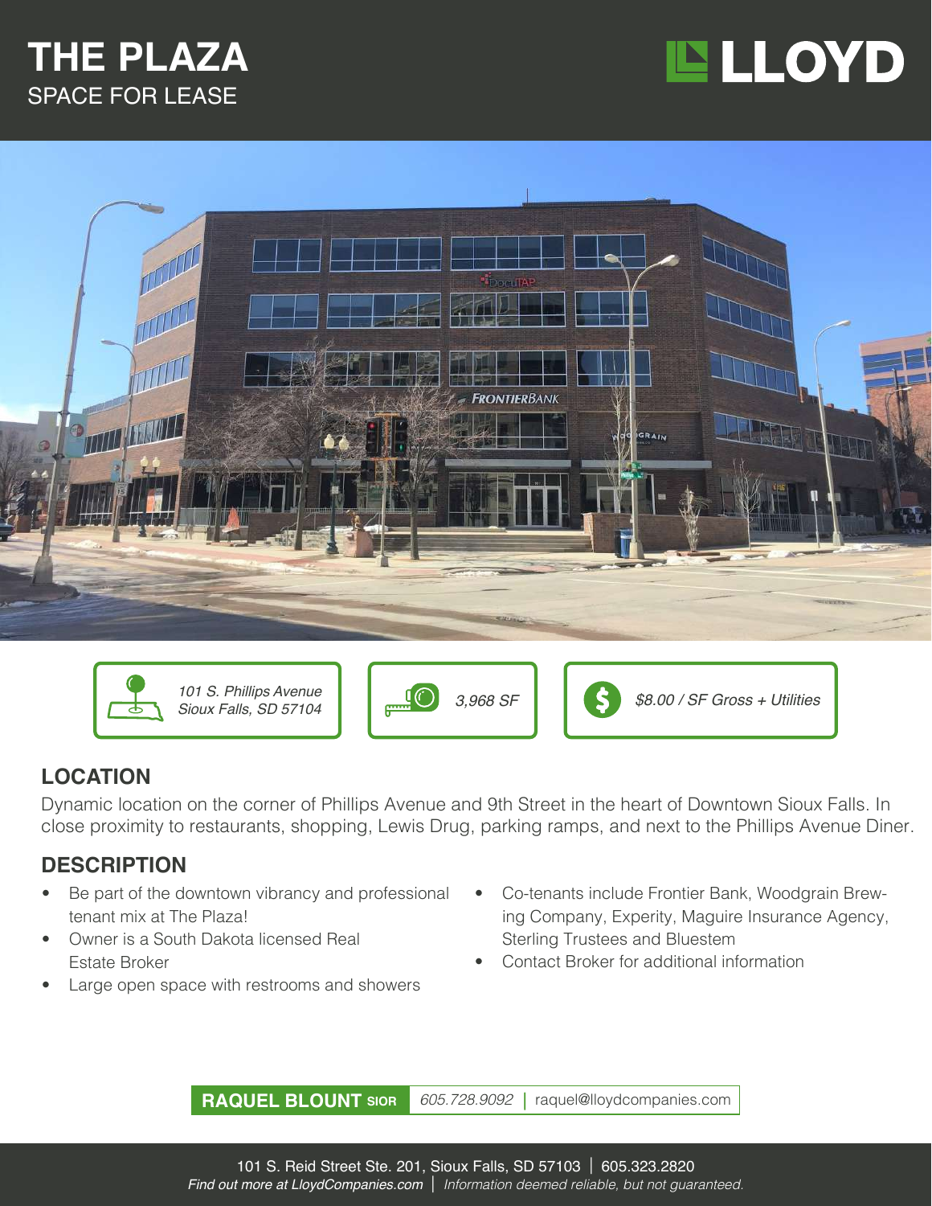# THE PLAZA

SPACE FOR LEASE

LLOYD

*101 S. Phillips Avenue*
*Sioux Falls, SD 57104*

*3,968 SF*

*$8.00 / SF Gross + Utilities*

## LOCATION

Dynamic location on the corner of Phillips Avenue and 9th Street in the heart of Downtown Sioux Falls. In close proximity to restaurants, shopping, Lewis Drug, parking ramps, and next to the Phillips Avenue Diner.

## DESCRIPTION

- Be part of the downtown vibrancy and professional tenant mix at The Plaza!
- Owner is a South Dakota licensed Real Estate Broker
- Large open space with restrooms and showers
- Co-tenants include Frontier Bank, Woodgrain Brewing Company, Experity, Maguire Insurance Agency, Sterling Trustees and Bluestem
- Contact Broker for additional information

**RAQUEL BLOUNT SIOR** | *605.728.9092* | raquel@lloydcompanies.com

101 S. Reid Street Ste. 201, Sioux Falls, SD 57103 | 605.323.2820

*Find out more at LloydCompanies.com* | *Information deemed reliable, but not guaranteed.*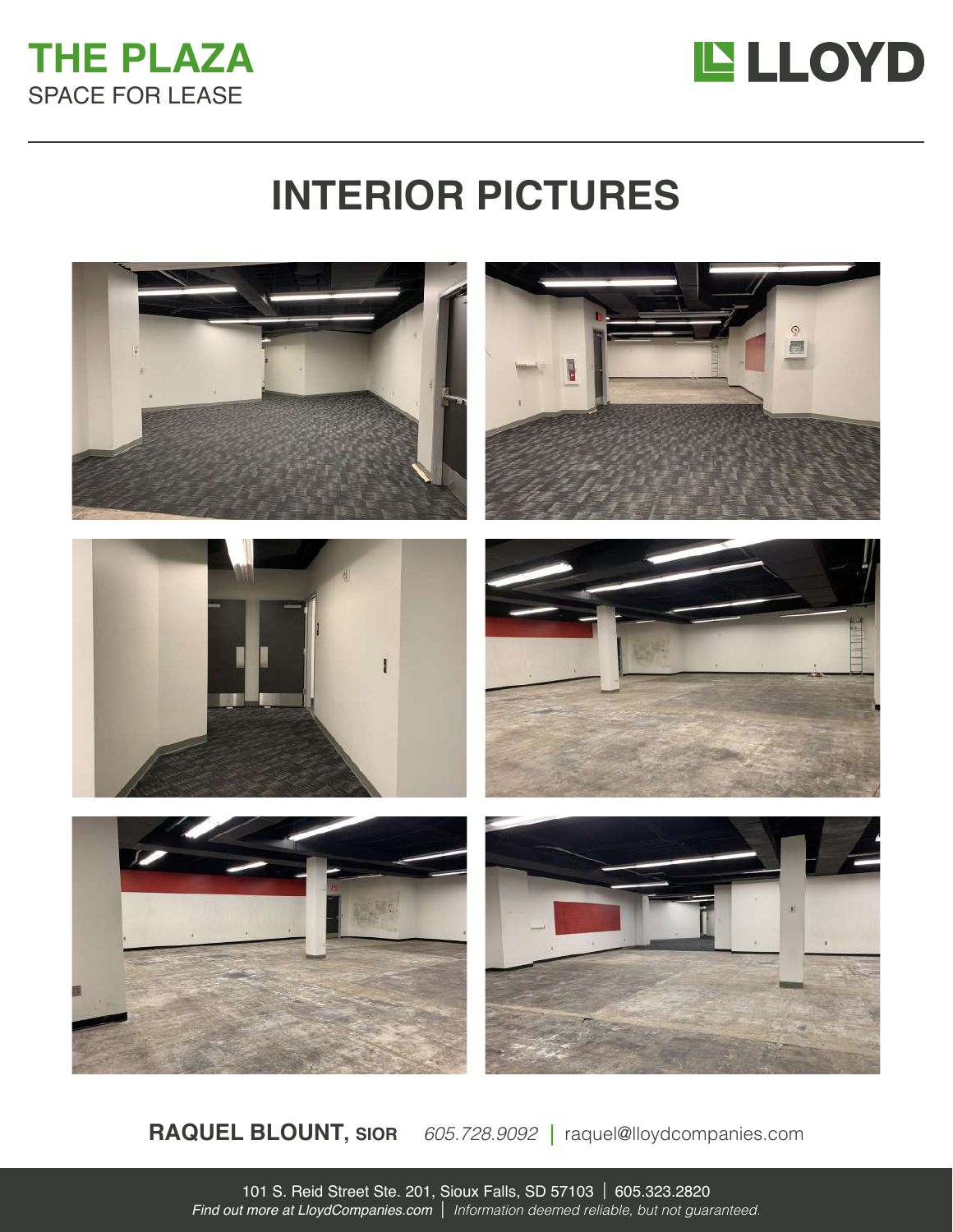**THE PLAZA**
SPACE FOR LEASE

**LLOYD**

# INTERIOR PICTURES

**RAQUEL BLOUNT, SIOR** *605.728.9092* | raquel@lloydcompanies.com

101 S. Reid Street Ste. 201, Sioux Falls, SD 57103 | 605.323.2820
*Find out more at LloydCompanies.com* | *Information deemed reliable, but not guaranteed.*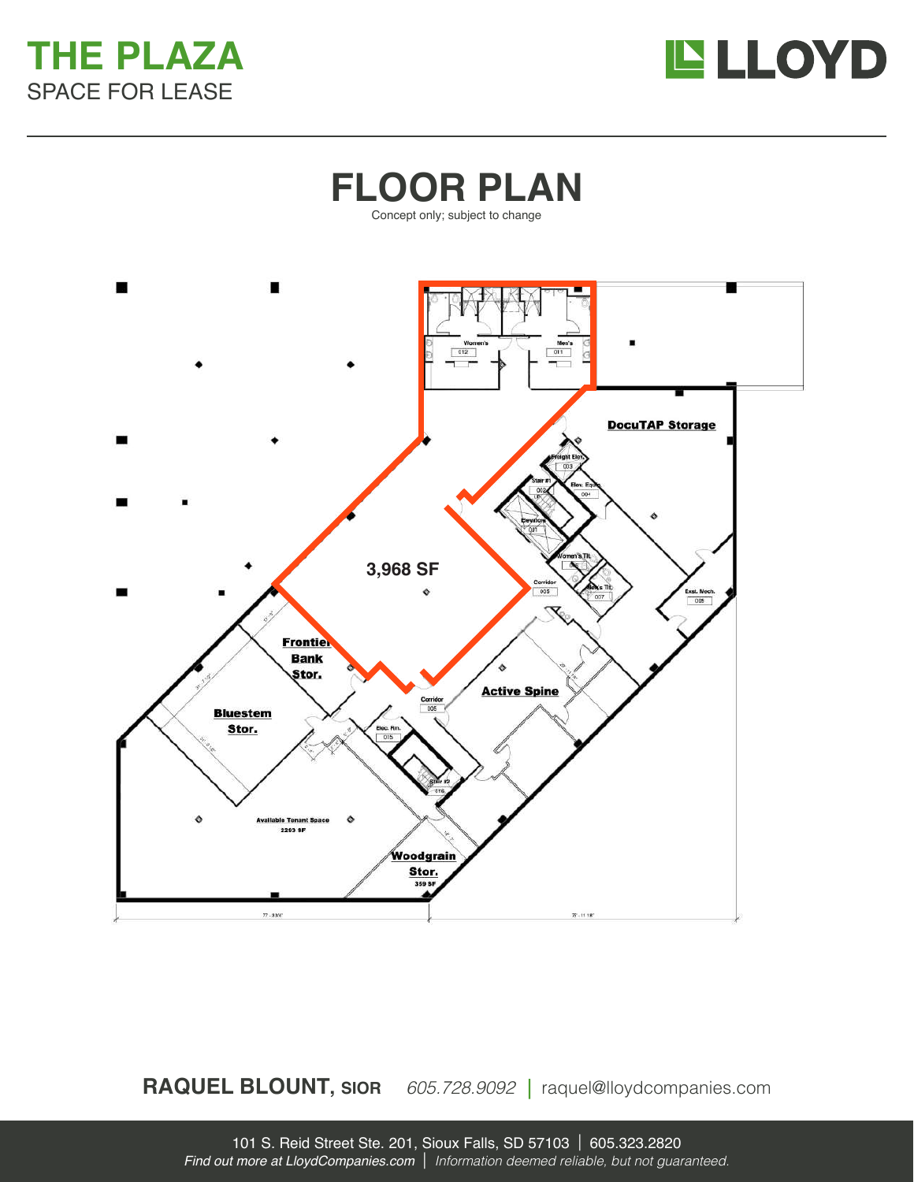# THE PLAZA

SPACE FOR LEASE

## FLOOR PLAN

Concept only; subject to change

3,968 SF

Women's 012

Men's 011

DocuTAP Storage

Freight Elev. 003

Stair #1 002

Elev. Equip. 004

Elevator 001

Women's T/L 006

Men's T/L 007

Corridor 005

Exst. Mech. 009

Frontier Bank Stor.

Active Spine

Corridor 005

Bluestem Stor.

Elec. Rm. 015

Stair #2 016

Available Tenant Space 2293 SF

Woodgrain Stor. 359 SF

77' - 9 3/4"

75' - 11 1/8"

**RAQUEL BLOUNT, SIOR** *605.728.9092* | raquel@lloydcompanies.com

101 S. Reid Street Ste. 201, Sioux Falls, SD 57103 | 605.323.2820

*Find out more at LloydCompanies.com* | *Information deemed reliable, but not guaranteed.*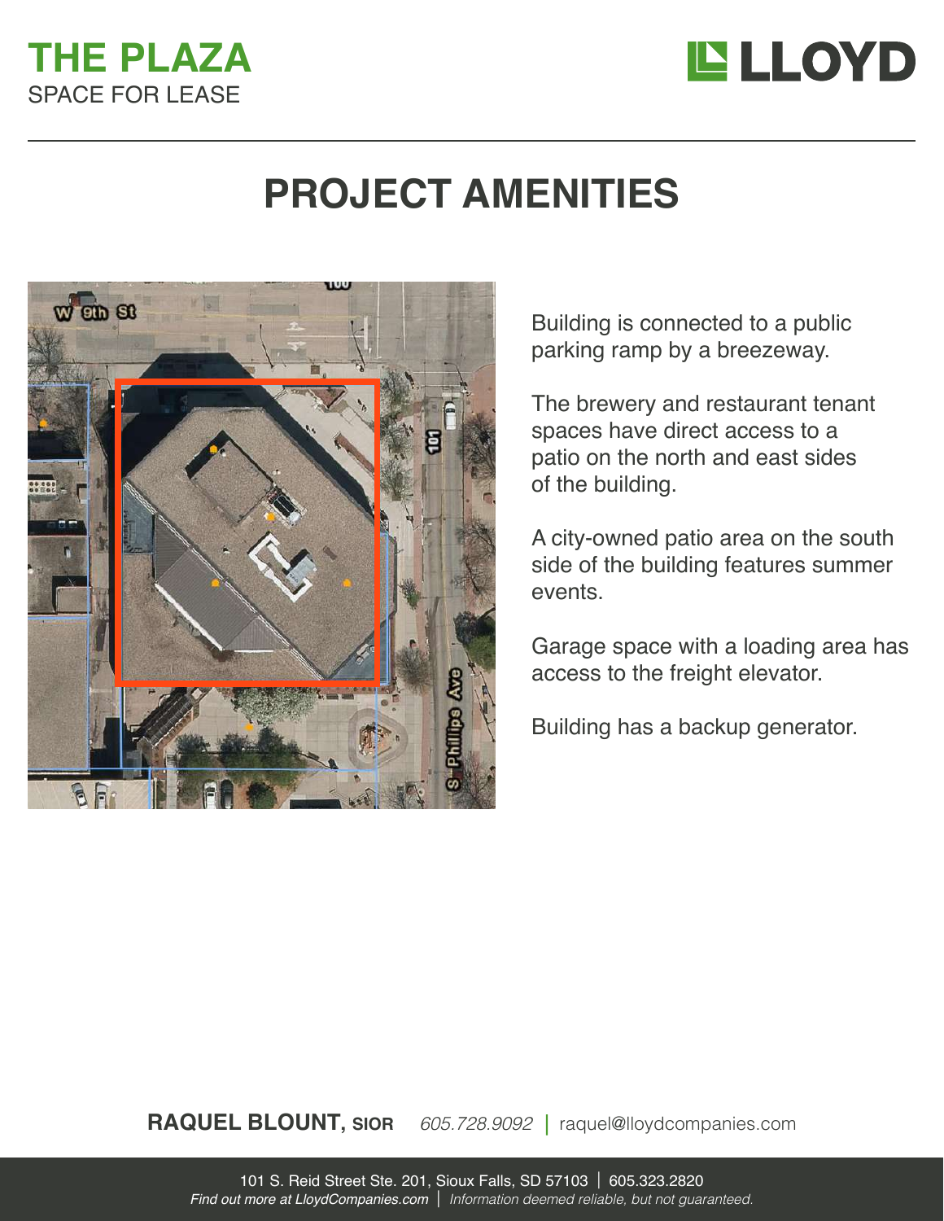# THE PLAZA
SPACE FOR LEASE

## PROJECT AMENITIES

Building is connected to a public parking ramp by a breezeway.

The brewery and restaurant tenant spaces have direct access to a patio on the north and east sides of the building.

A city-owned patio area on the south side of the building features summer events.

Garage space with a loading area has access to the freight elevator.

Building has a backup generator.

**RAQUEL BLOUNT, SIOR** *605.728.9092* | raquel@lloydcompanies.com

101 S. Reid Street Ste. 201, Sioux Falls, SD 57103 | 605.323.2820
*Find out more at LloydCompanies.com* | *Information deemed reliable, but not guaranteed.*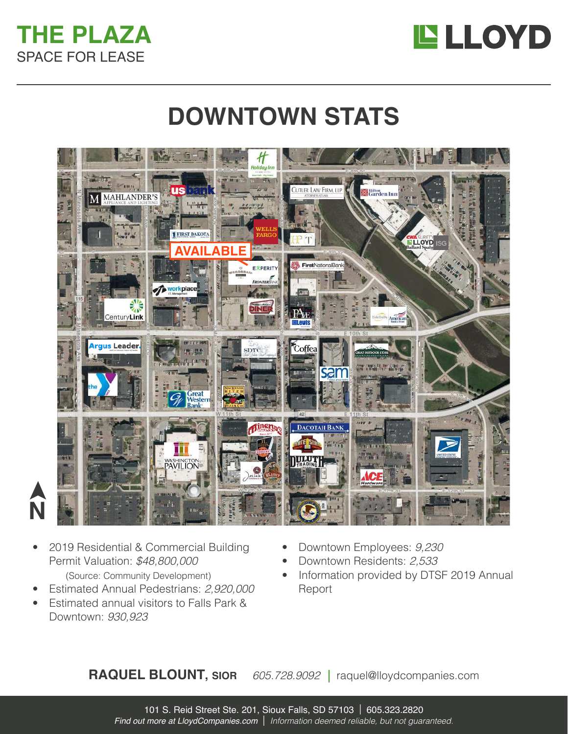# THE PLAZA
SPACE FOR LEASE

LLOYD

## DOWNTOWN STATS

- 2019 Residential & Commercial Building Permit Valuation: *$48,800,000*
  (Source: Community Development)
- Estimated Annual Pedestrians: *2,920,000*
- Estimated annual visitors to Falls Park & Downtown: *930,923*
- Downtown Employees: *9,230*
- Downtown Residents: *2,533*
- Information provided by DTSF 2019 Annual Report

**RAQUEL BLOUNT,** SIOR *605.728.9092* | raquel@lloydcompanies.com

101 S. Reid Street Ste. 201, Sioux Falls, SD 57103 | 605.323.2820
*Find out more at LloydCompanies.com* | *Information deemed reliable, but not guaranteed.*